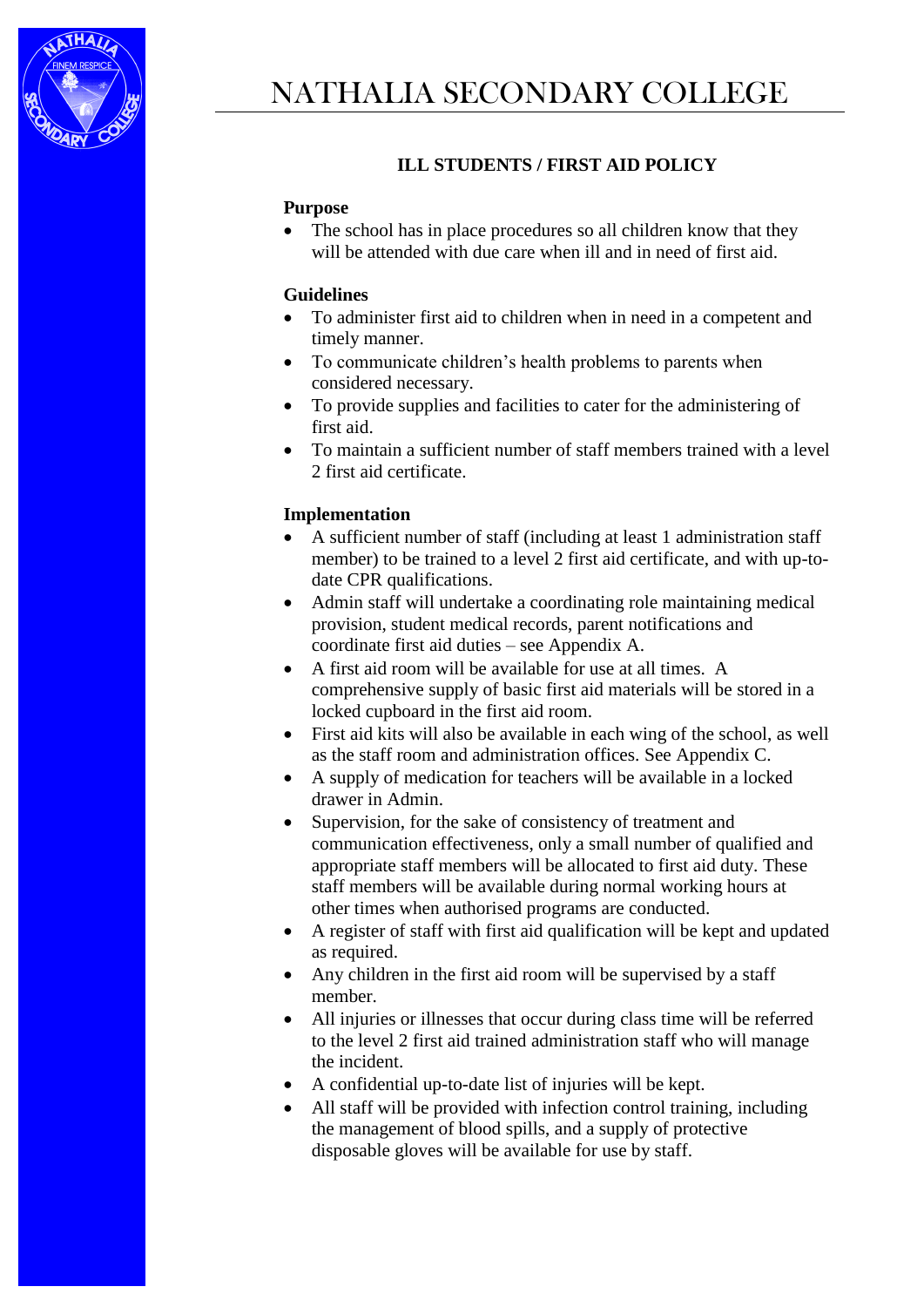# NATHALIA SECONDARY COLLEGE

## ILL STUDENTS / FIRST AID POLICY

### Purpose

- The school has in place procedures so all children know that they will be attended with due care when ill and in need of first aid.

### Guidelines

- To administer first aid to children when in need in a competent and timely manner.
- To communicate children's health problems to parents when considered necessary.
- To provide supplies and facilities to cater for the administering of first aid.
- To maintain a sufficient number of staff members trained with a level 2 first aid certificate.

### Implementation

- A sufficient number of staff (including at least 1 administration staff member) to be trained to a level 2 first aid certificate, and with up-to-date CPR qualifications.
- Admin staff will undertake a coordinating role maintaining medical provision, student medical records, parent notifications and coordinate first aid duties – see Appendix A.
- A first aid room will be available for use at all times. A comprehensive supply of basic first aid materials will be stored in a locked cupboard in the first aid room.
- First aid kits will also be available in each wing of the school, as well as the staff room and administration offices. See Appendix C.
- A supply of medication for teachers will be available in a locked drawer in Admin.
- Supervision, for the sake of consistency of treatment and communication effectiveness, only a small number of qualified and appropriate staff members will be allocated to first aid duty. These staff members will be available during normal working hours at other times when authorised programs are conducted.
- A register of staff with first aid qualification will be kept and updated as required.
- Any children in the first aid room will be supervised by a staff member.
- All injuries or illnesses that occur during class time will be referred to the level 2 first aid trained administration staff who will manage the incident.
- A confidential up-to-date list of injuries will be kept.
- All staff will be provided with infection control training, including the management of blood spills, and a supply of protective disposable gloves will be available for use by staff.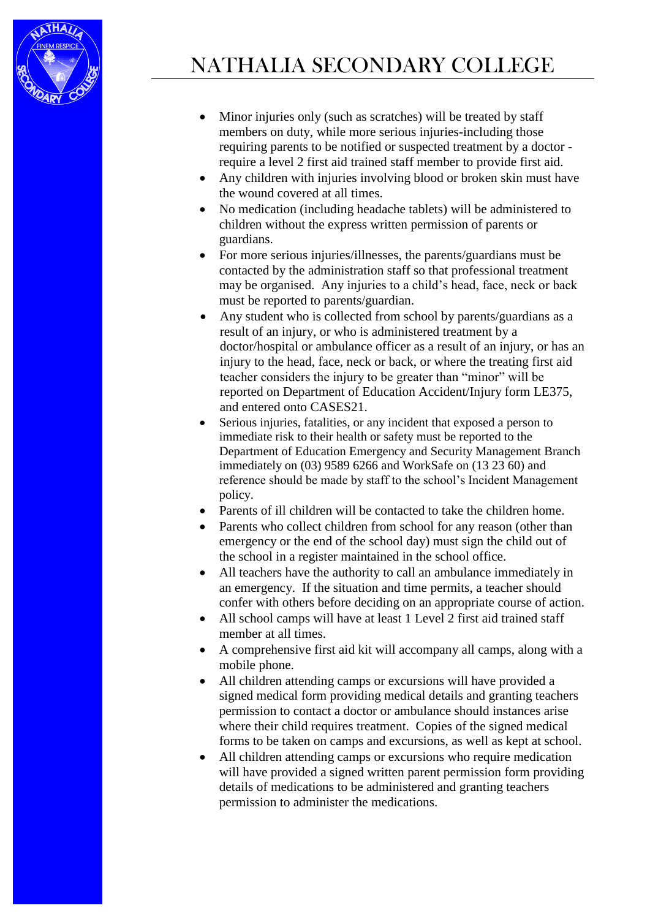- Minor injuries only (such as scratches) will be treated by staff members on duty, while more serious injuries-including those requiring parents to be notified or suspected treatment by a doctor - require a level 2 first aid trained staff member to provide first aid.
- Any children with injuries involving blood or broken skin must have the wound covered at all times.
- No medication (including headache tablets) will be administered to children without the express written permission of parents or guardians.
- For more serious injuries/illnesses, the parents/guardians must be contacted by the administration staff so that professional treatment may be organised. Any injuries to a child's head, face, neck or back must be reported to parents/guardian.
- Any student who is collected from school by parents/guardians as a result of an injury, or who is administered treatment by a doctor/hospital or ambulance officer as a result of an injury, or has an injury to the head, face, neck or back, or where the treating first aid teacher considers the injury to be greater than "minor" will be reported on Department of Education Accident/Injury form LE375, and entered onto CASES21.
- Serious injuries, fatalities, or any incident that exposed a person to immediate risk to their health or safety must be reported to the Department of Education Emergency and Security Management Branch immediately on (03) 9589 6266 and WorkSafe on (13 23 60) and reference should be made by staff to the school's Incident Management policy.
- Parents of ill children will be contacted to take the children home.
- Parents who collect children from school for any reason (other than emergency or the end of the school day) must sign the child out of the school in a register maintained in the school office.
- All teachers have the authority to call an ambulance immediately in an emergency. If the situation and time permits, a teacher should confer with others before deciding on an appropriate course of action.
- All school camps will have at least 1 Level 2 first aid trained staff member at all times.
- A comprehensive first aid kit will accompany all camps, along with a mobile phone.
- All children attending camps or excursions will have provided a signed medical form providing medical details and granting teachers permission to contact a doctor or ambulance should instances arise where their child requires treatment. Copies of the signed medical forms to be taken on camps and excursions, as well as kept at school.
- All children attending camps or excursions who require medication will have provided a signed written parent permission form providing details of medications to be administered and granting teachers permission to administer the medications.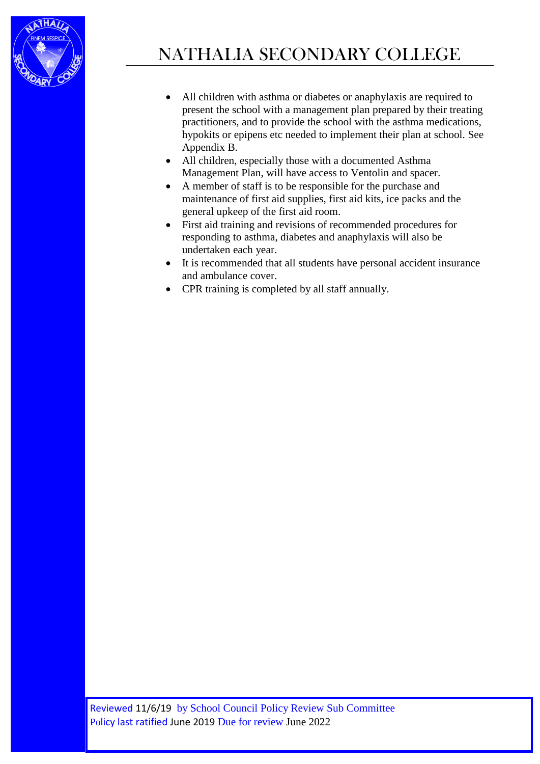- All children with asthma or diabetes or anaphylaxis are required to present the school with a management plan prepared by their treating practitioners, and to provide the school with the asthma medications, hypokits or epipens etc needed to implement their plan at school. See Appendix B.
- All children, especially those with a documented Asthma Management Plan, will have access to Ventolin and spacer.
- A member of staff is to be responsible for the purchase and maintenance of first aid supplies, first aid kits, ice packs and the general upkeep of the first aid room.
- First aid training and revisions of recommended procedures for responding to asthma, diabetes and anaphylaxis will also be undertaken each year.
- It is recommended that all students have personal accident insurance and ambulance cover.
- CPR training is completed by all staff annually.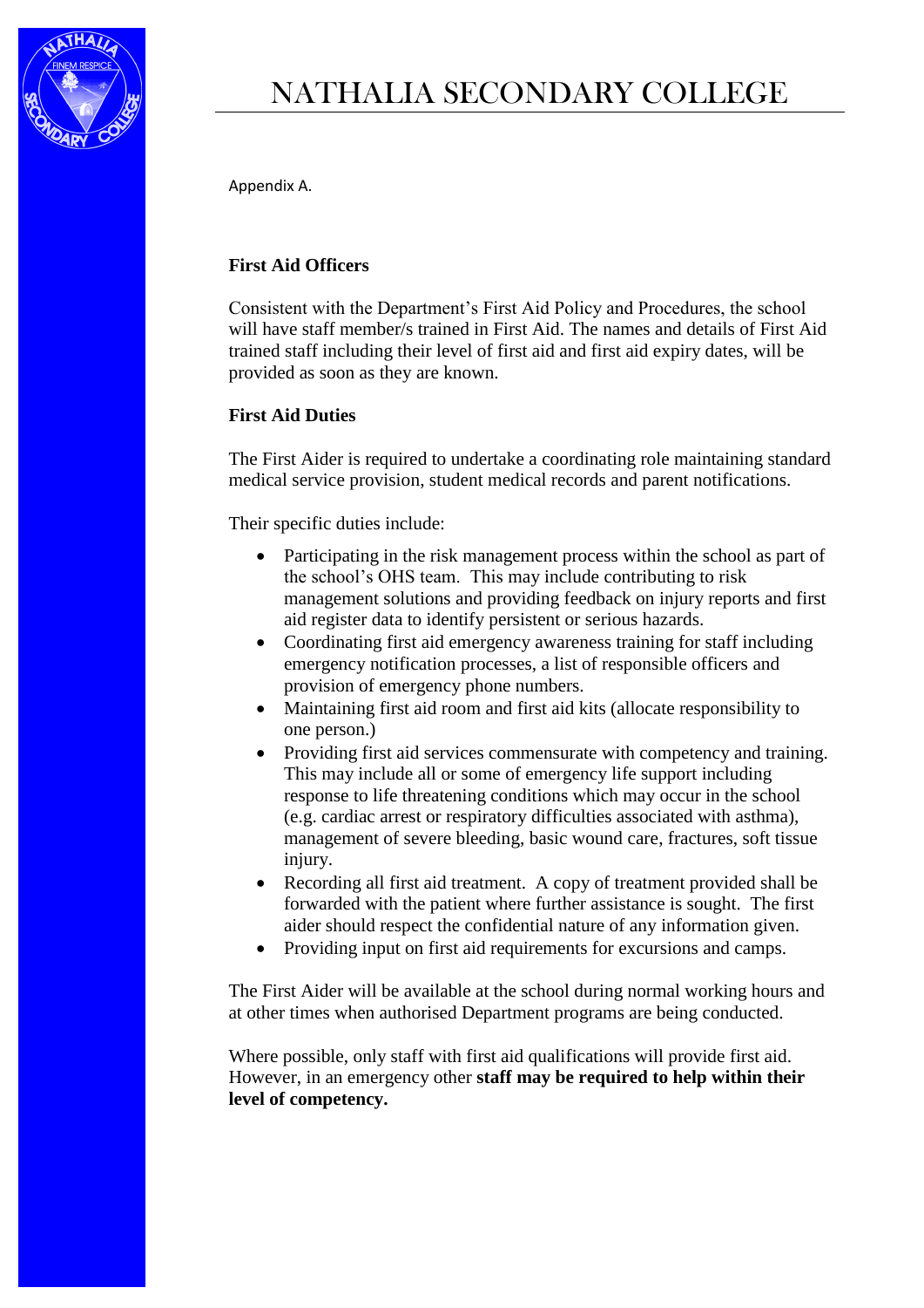Appendix A.

**First Aid Officers**

Consistent with the Department's First Aid Policy and Procedures, the school will have staff member/s trained in First Aid. The names and details of First Aid trained staff including their level of first aid and first aid expiry dates, will be provided as soon as they are known.

**First Aid Duties**

The First Aider is required to undertake a coordinating role maintaining standard medical service provision, student medical records and parent notifications.

Their specific duties include:

- Participating in the risk management process within the school as part of the school's OHS team. This may include contributing to risk management solutions and providing feedback on injury reports and first aid register data to identify persistent or serious hazards.
- Coordinating first aid emergency awareness training for staff including emergency notification processes, a list of responsible officers and provision of emergency phone numbers.
- Maintaining first aid room and first aid kits (allocate responsibility to one person.)
- Providing first aid services commensurate with competency and training. This may include all or some of emergency life support including response to life threatening conditions which may occur in the school (e.g. cardiac arrest or respiratory difficulties associated with asthma), management of severe bleeding, basic wound care, fractures, soft tissue injury.
- Recording all first aid treatment. A copy of treatment provided shall be forwarded with the patient where further assistance is sought. The first aider should respect the confidential nature of any information given.
- Providing input on first aid requirements for excursions and camps.

The First Aider will be available at the school during normal working hours and at other times when authorised Department programs are being conducted.

Where possible, only staff with first aid qualifications will provide first aid. However, in an emergency other **staff may be required to help within their level of competency.**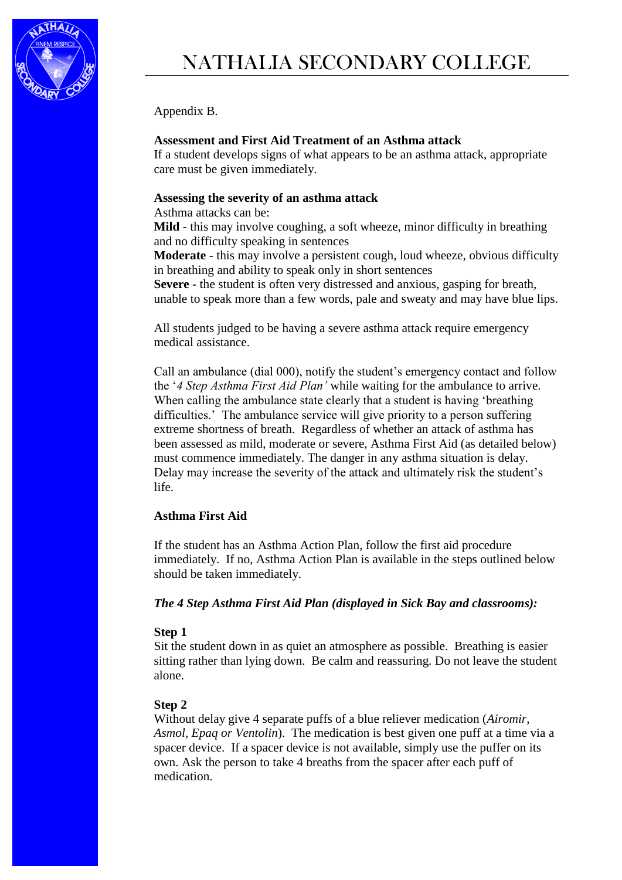Appendix B.

**Assessment and First Aid Treatment of an Asthma attack**

If a student develops signs of what appears to be an asthma attack, appropriate care must be given immediately.

**Assessing the severity of an asthma attack**

Asthma attacks can be:

**Mild** - this may involve coughing, a soft wheeze, minor difficulty in breathing and no difficulty speaking in sentences

**Moderate** - this may involve a persistent cough, loud wheeze, obvious difficulty in breathing and ability to speak only in short sentences

**Severe** - the student is often very distressed and anxious, gasping for breath, unable to speak more than a few words, pale and sweaty and may have blue lips.

All students judged to be having a severe asthma attack require emergency medical assistance.

Call an ambulance (dial 000), notify the student's emergency contact and follow the '*4 Step Asthma First Aid Plan'* while waiting for the ambulance to arrive. When calling the ambulance state clearly that a student is having 'breathing difficulties.' The ambulance service will give priority to a person suffering extreme shortness of breath. Regardless of whether an attack of asthma has been assessed as mild, moderate or severe, Asthma First Aid (as detailed below) must commence immediately. The danger in any asthma situation is delay. Delay may increase the severity of the attack and ultimately risk the student's life.

**Asthma First Aid**

If the student has an Asthma Action Plan, follow the first aid procedure immediately. If no, Asthma Action Plan is available in the steps outlined below should be taken immediately.

***The 4 Step Asthma First Aid Plan (displayed in Sick Bay and classrooms):***

**Step 1**

Sit the student down in as quiet an atmosphere as possible. Breathing is easier sitting rather than lying down. Be calm and reassuring. Do not leave the student alone.

**Step 2**

Without delay give 4 separate puffs of a blue reliever medication (*Airomir, Asmol, Epaq or Ventolin*). The medication is best given one puff at a time via a spacer device. If a spacer device is not available, simply use the puffer on its own. Ask the person to take 4 breaths from the spacer after each puff of medication.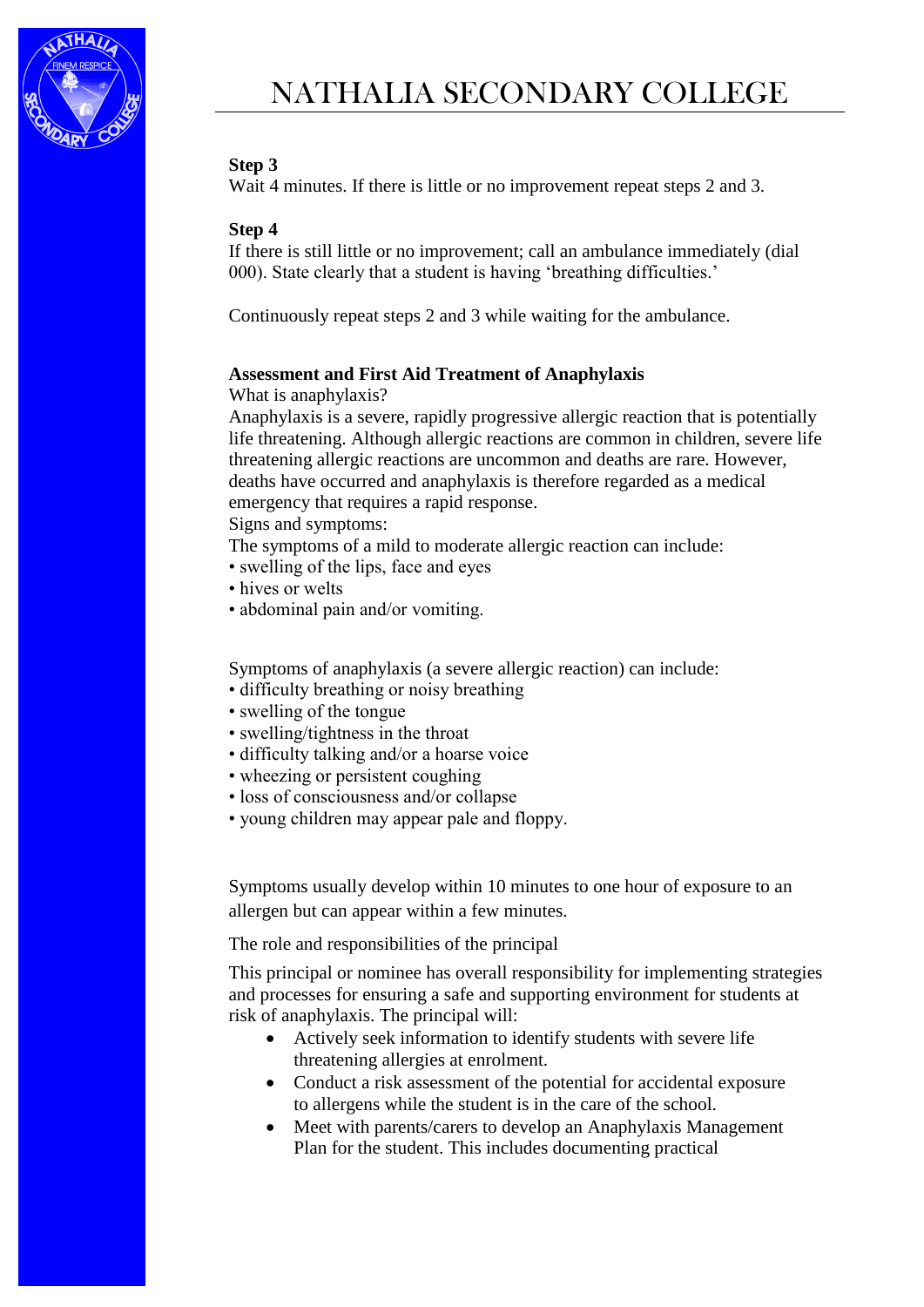**Step 3**

Wait 4 minutes. If there is little or no improvement repeat steps 2 and 3.

**Step 4**

If there is still little or no improvement; call an ambulance immediately (dial 000). State clearly that a student is having 'breathing difficulties.'

Continuously repeat steps 2 and 3 while waiting for the ambulance.

**Assessment and First Aid Treatment of Anaphylaxis**

What is anaphylaxis?

Anaphylaxis is a severe, rapidly progressive allergic reaction that is potentially life threatening. Although allergic reactions are common in children, severe life threatening allergic reactions are uncommon and deaths are rare. However, deaths have occurred and anaphylaxis is therefore regarded as a medical emergency that requires a rapid response.

Signs and symptoms:

The symptoms of a mild to moderate allergic reaction can include:

- swelling of the lips, face and eyes
- hives or welts
- abdominal pain and/or vomiting.

Symptoms of anaphylaxis (a severe allergic reaction) can include:

- difficulty breathing or noisy breathing
- swelling of the tongue
- swelling/tightness in the throat
- difficulty talking and/or a hoarse voice
- wheezing or persistent coughing
- loss of consciousness and/or collapse
- young children may appear pale and floppy.

Symptoms usually develop within 10 minutes to one hour of exposure to an allergen but can appear within a few minutes.

The role and responsibilities of the principal

This principal or nominee has overall responsibility for implementing strategies and processes for ensuring a safe and supporting environment for students at risk of anaphylaxis. The principal will:

- Actively seek information to identify students with severe life threatening allergies at enrolment.
- Conduct a risk assessment of the potential for accidental exposure to allergens while the student is in the care of the school.
- Meet with parents/carers to develop an Anaphylaxis Management Plan for the student. This includes documenting practical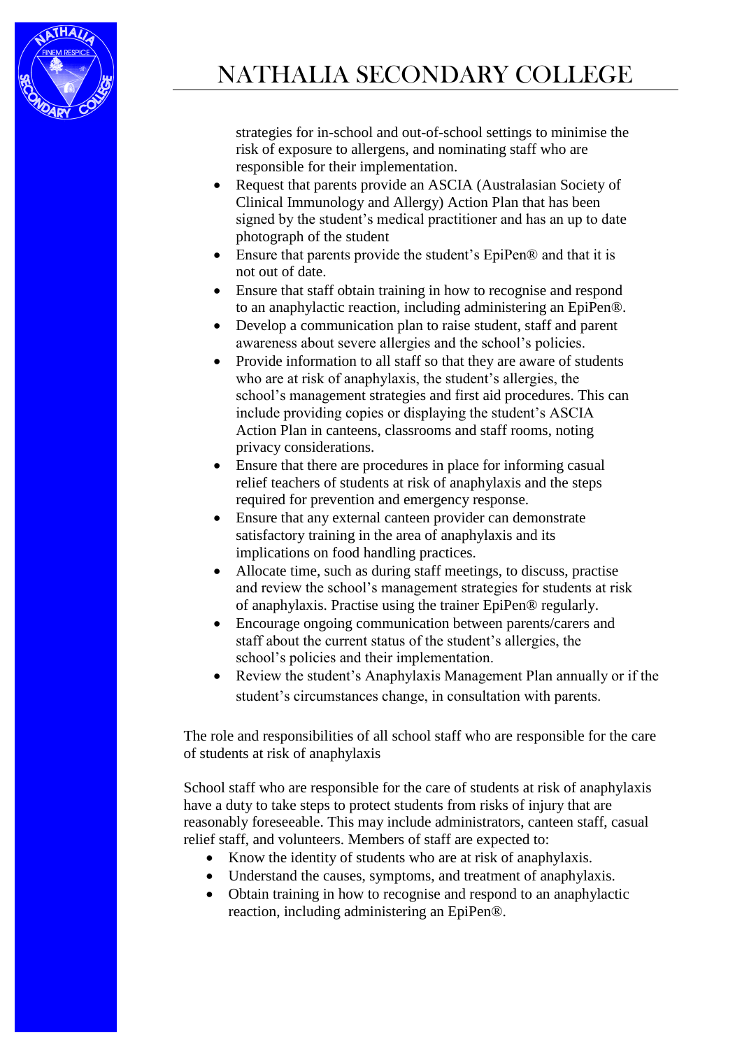strategies for in-school and out-of-school settings to minimise the risk of exposure to allergens, and nominating staff who are responsible for their implementation.

- Request that parents provide an ASCIA (Australasian Society of Clinical Immunology and Allergy) Action Plan that has been signed by the student's medical practitioner and has an up to date photograph of the student
- Ensure that parents provide the student's EpiPen® and that it is not out of date.
- Ensure that staff obtain training in how to recognise and respond to an anaphylactic reaction, including administering an EpiPen®.
- Develop a communication plan to raise student, staff and parent awareness about severe allergies and the school's policies.
- Provide information to all staff so that they are aware of students who are at risk of anaphylaxis, the student's allergies, the school's management strategies and first aid procedures. This can include providing copies or displaying the student's ASCIA Action Plan in canteens, classrooms and staff rooms, noting privacy considerations.
- Ensure that there are procedures in place for informing casual relief teachers of students at risk of anaphylaxis and the steps required for prevention and emergency response.
- Ensure that any external canteen provider can demonstrate satisfactory training in the area of anaphylaxis and its implications on food handling practices.
- Allocate time, such as during staff meetings, to discuss, practise and review the school's management strategies for students at risk of anaphylaxis. Practise using the trainer EpiPen® regularly.
- Encourage ongoing communication between parents/carers and staff about the current status of the student's allergies, the school's policies and their implementation.
- Review the student's Anaphylaxis Management Plan annually or if the student's circumstances change, in consultation with parents.

The role and responsibilities of all school staff who are responsible for the care of students at risk of anaphylaxis

School staff who are responsible for the care of students at risk of anaphylaxis have a duty to take steps to protect students from risks of injury that are reasonably foreseeable. This may include administrators, canteen staff, casual relief staff, and volunteers. Members of staff are expected to:

- Know the identity of students who are at risk of anaphylaxis.
- Understand the causes, symptoms, and treatment of anaphylaxis.
- Obtain training in how to recognise and respond to an anaphylactic reaction, including administering an EpiPen®.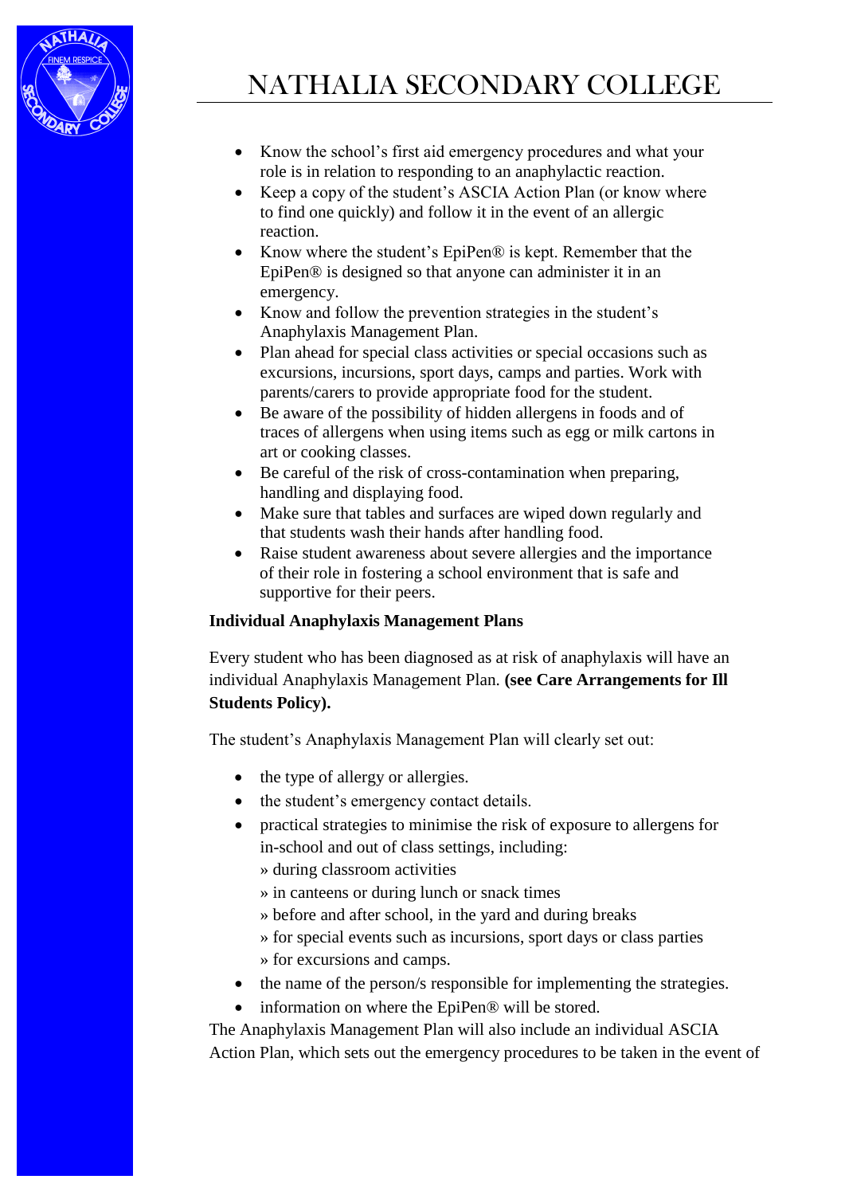- Know the school's first aid emergency procedures and what your role is in relation to responding to an anaphylactic reaction.
- Keep a copy of the student's ASCIA Action Plan (or know where to find one quickly) and follow it in the event of an allergic reaction.
- Know where the student's EpiPen® is kept. Remember that the EpiPen® is designed so that anyone can administer it in an emergency.
- Know and follow the prevention strategies in the student's Anaphylaxis Management Plan.
- Plan ahead for special class activities or special occasions such as excursions, incursions, sport days, camps and parties. Work with parents/carers to provide appropriate food for the student.
- Be aware of the possibility of hidden allergens in foods and of traces of allergens when using items such as egg or milk cartons in art or cooking classes.
- Be careful of the risk of cross-contamination when preparing, handling and displaying food.
- Make sure that tables and surfaces are wiped down regularly and that students wash their hands after handling food.
- Raise student awareness about severe allergies and the importance of their role in fostering a school environment that is safe and supportive for their peers.

**Individual Anaphylaxis Management Plans**

Every student who has been diagnosed as at risk of anaphylaxis will have an individual Anaphylaxis Management Plan. **(see Care Arrangements for Ill Students Policy).**

The student's Anaphylaxis Management Plan will clearly set out:

- the type of allergy or allergies.
- the student's emergency contact details.
- practical strategies to minimise the risk of exposure to allergens for in-school and out of class settings, including:
  » during classroom activities
  » in canteens or during lunch or snack times
  » before and after school, in the yard and during breaks
  » for special events such as incursions, sport days or class parties
  » for excursions and camps.
- the name of the person/s responsible for implementing the strategies.
- information on where the EpiPen® will be stored.

The Anaphylaxis Management Plan will also include an individual ASCIA Action Plan, which sets out the emergency procedures to be taken in the event of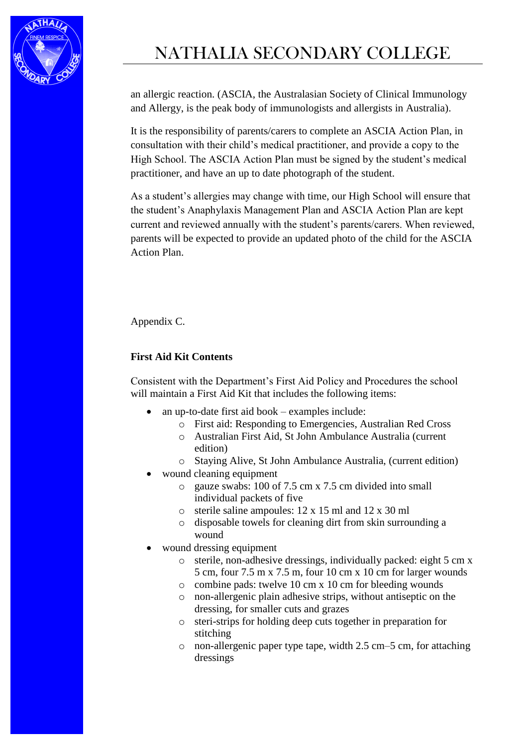an allergic reaction. (ASCIA, the Australasian Society of Clinical Immunology and Allergy, is the peak body of immunologists and allergists in Australia).

It is the responsibility of parents/carers to complete an ASCIA Action Plan, in consultation with their child's medical practitioner, and provide a copy to the High School. The ASCIA Action Plan must be signed by the student's medical practitioner, and have an up to date photograph of the student.

As a student's allergies may change with time, our High School will ensure that the student's Anaphylaxis Management Plan and ASCIA Action Plan are kept current and reviewed annually with the student's parents/carers. When reviewed, parents will be expected to provide an updated photo of the child for the ASCIA Action Plan.

Appendix C.

**First Aid Kit Contents**

Consistent with the Department's First Aid Policy and Procedures the school will maintain a First Aid Kit that includes the following items:

- an up-to-date first aid book – examples include:
  - First aid: Responding to Emergencies, Australian Red Cross
  - Australian First Aid, St John Ambulance Australia (current edition)
  - Staying Alive, St John Ambulance Australia, (current edition)
- wound cleaning equipment
  - gauze swabs: 100 of 7.5 cm x 7.5 cm divided into small individual packets of five
  - sterile saline ampoules: 12 x 15 ml and 12 x 30 ml
  - disposable towels for cleaning dirt from skin surrounding a wound
- wound dressing equipment
  - sterile, non-adhesive dressings, individually packed: eight 5 cm x 5 cm, four 7.5 m x 7.5 m, four 10 cm x 10 cm for larger wounds
  - combine pads: twelve 10 cm x 10 cm for bleeding wounds
  - non-allergenic plain adhesive strips, without antiseptic on the dressing, for smaller cuts and grazes
  - steri-strips for holding deep cuts together in preparation for stitching
  - non-allergenic paper type tape, width 2.5 cm–5 cm, for attaching dressings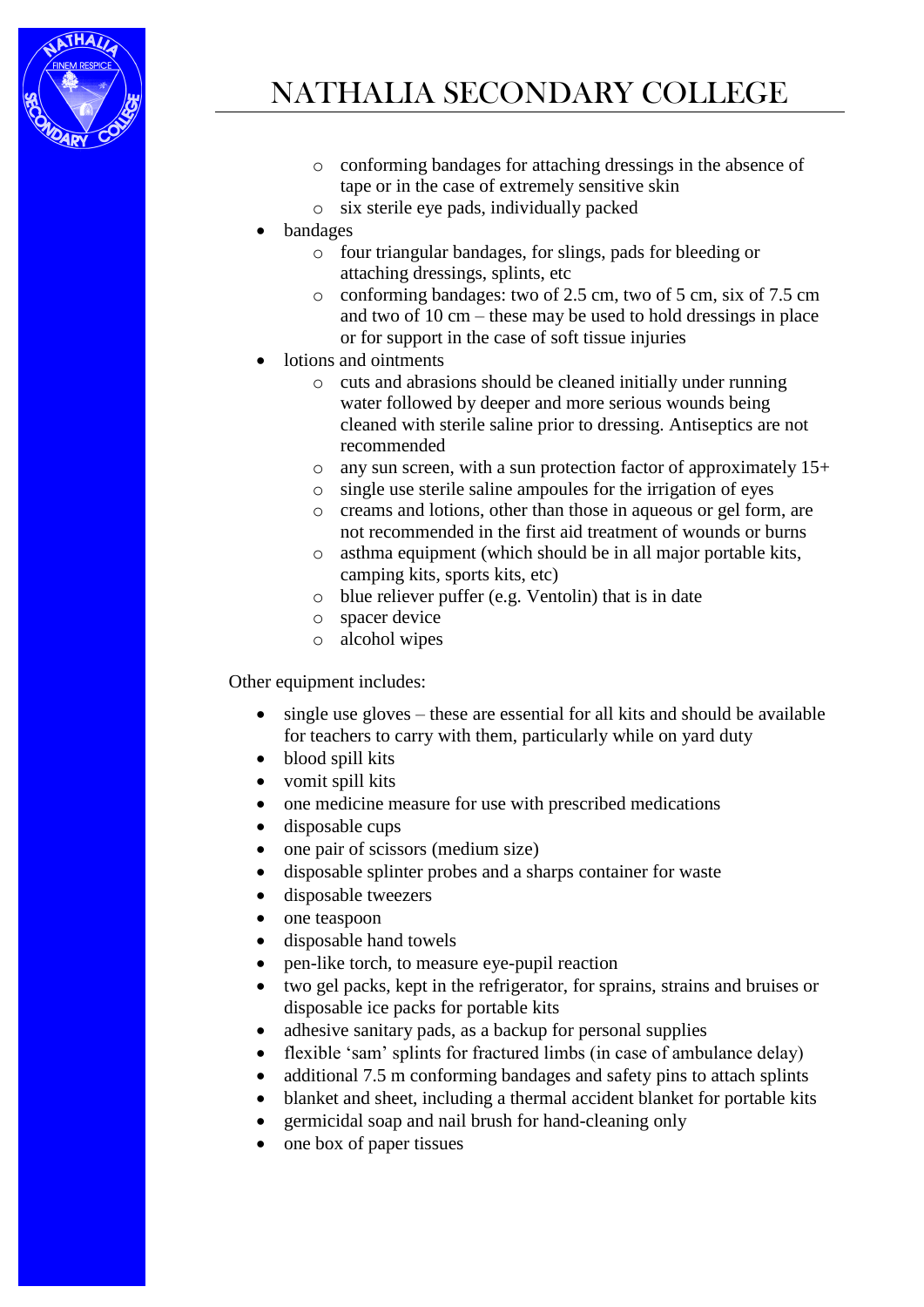- conforming bandages for attaching dressings in the absence of tape or in the case of extremely sensitive skin
  - six sterile eye pads, individually packed
- bandages
  - four triangular bandages, for slings, pads for bleeding or attaching dressings, splints, etc
  - conforming bandages: two of 2.5 cm, two of 5 cm, six of 7.5 cm and two of 10 cm – these may be used to hold dressings in place or for support in the case of soft tissue injuries
- lotions and ointments
  - cuts and abrasions should be cleaned initially under running water followed by deeper and more serious wounds being cleaned with sterile saline prior to dressing. Antiseptics are not recommended
  - any sun screen, with a sun protection factor of approximately 15+
  - single use sterile saline ampoules for the irrigation of eyes
  - creams and lotions, other than those in aqueous or gel form, are not recommended in the first aid treatment of wounds or burns
  - asthma equipment (which should be in all major portable kits, camping kits, sports kits, etc)
  - blue reliever puffer (e.g. Ventolin) that is in date
  - spacer device
  - alcohol wipes

Other equipment includes:

- single use gloves – these are essential for all kits and should be available for teachers to carry with them, particularly while on yard duty
- blood spill kits
- vomit spill kits
- one medicine measure for use with prescribed medications
- disposable cups
- one pair of scissors (medium size)
- disposable splinter probes and a sharps container for waste
- disposable tweezers
- one teaspoon
- disposable hand towels
- pen-like torch, to measure eye-pupil reaction
- two gel packs, kept in the refrigerator, for sprains, strains and bruises or disposable ice packs for portable kits
- adhesive sanitary pads, as a backup for personal supplies
- flexible 'sam' splints for fractured limbs (in case of ambulance delay)
- additional 7.5 m conforming bandages and safety pins to attach splints
- blanket and sheet, including a thermal accident blanket for portable kits
- germicidal soap and nail brush for hand-cleaning only
- one box of paper tissues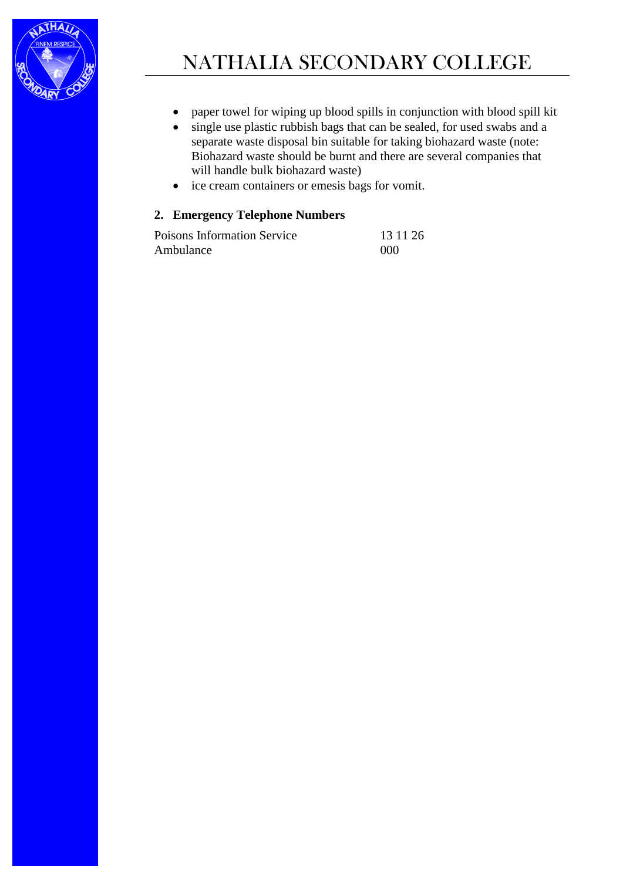- paper towel for wiping up blood spills in conjunction with blood spill kit
- single use plastic rubbish bags that can be sealed, for used swabs and a separate waste disposal bin suitable for taking biohazard waste (note: Biohazard waste should be burnt and there are several companies that will handle bulk biohazard waste)
- ice cream containers or emesis bags for vomit.

### 2. Emergency Telephone Numbers

| | |
|---|---|
| Poisons Information Service | 13 11 26 |
| Ambulance | 000 |